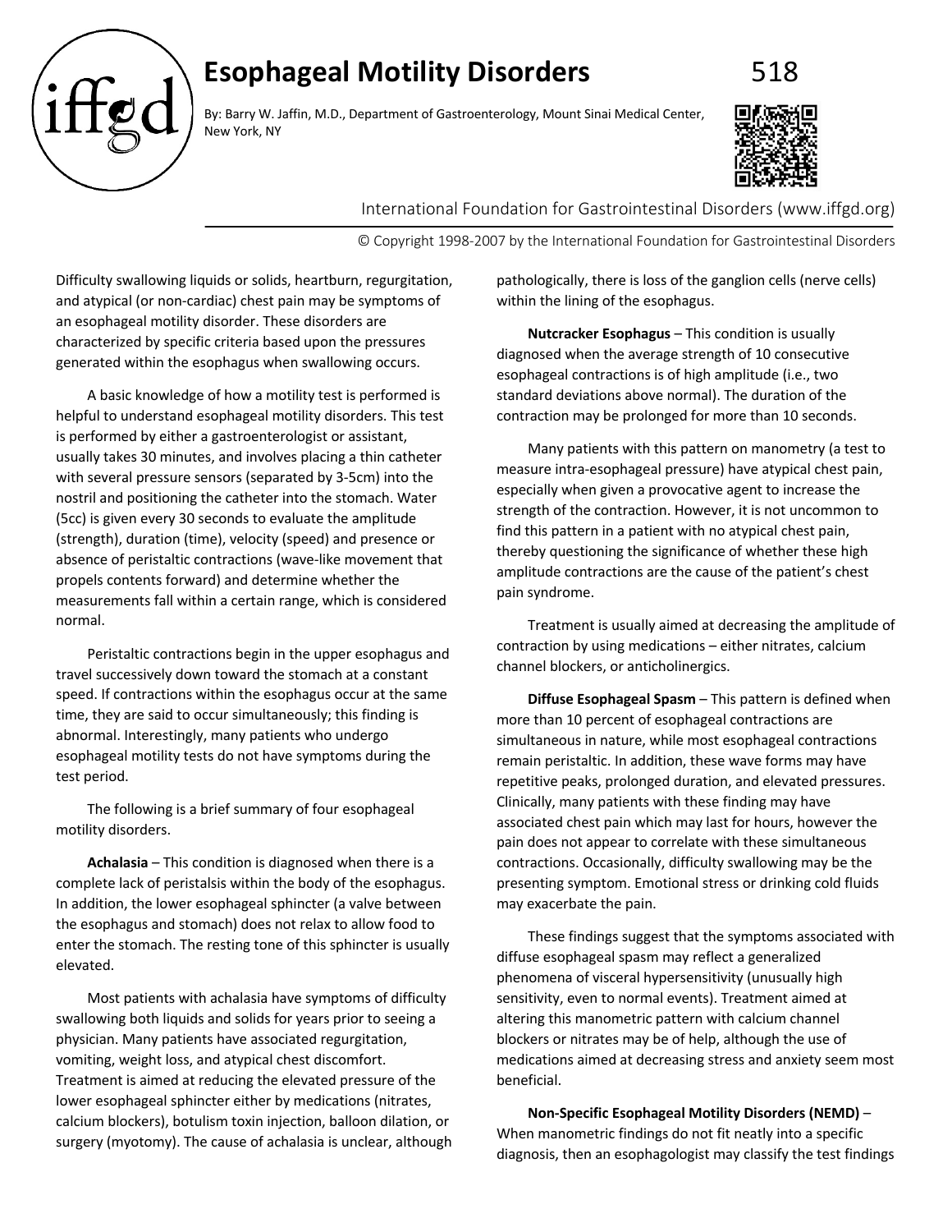# Esophageal Motility Disorders

518

By: Barry W. Jaffin, M.D., Department of Gastroenterology, Mount Sinai Medical Center, New York, NY

International Foundation for Gastrointestinal Disorders (www.iffgd.org)

© Copyright 1998-2007 by the International Foundation for Gastrointestinal Disorders

Difficulty swallowing liquids or solids, heartburn, regurgitation, and atypical (or non-cardiac) chest pain may be symptoms of an esophageal motility disorder. These disorders are characterized by specific criteria based upon the pressures generated within the esophagus when swallowing occurs.

A basic knowledge of how a motility test is performed is helpful to understand esophageal motility disorders. This test is performed by either a gastroenterologist or assistant, usually takes 30 minutes, and involves placing a thin catheter with several pressure sensors (separated by 3-5cm) into the nostril and positioning the catheter into the stomach. Water (5cc) is given every 30 seconds to evaluate the amplitude (strength), duration (time), velocity (speed) and presence or absence of peristaltic contractions (wave-like movement that propels contents forward) and determine whether the measurements fall within a certain range, which is considered normal.

Peristaltic contractions begin in the upper esophagus and travel successively down toward the stomach at a constant speed. If contractions within the esophagus occur at the same time, they are said to occur simultaneously; this finding is abnormal. Interestingly, many patients who undergo esophageal motility tests do not have symptoms during the test period.

The following is a brief summary of four esophageal motility disorders.

**Achalasia** – This condition is diagnosed when there is a complete lack of peristalsis within the body of the esophagus. In addition, the lower esophageal sphincter (a valve between the esophagus and stomach) does not relax to allow food to enter the stomach. The resting tone of this sphincter is usually elevated.

Most patients with achalasia have symptoms of difficulty swallowing both liquids and solids for years prior to seeing a physician. Many patients have associated regurgitation, vomiting, weight loss, and atypical chest discomfort. Treatment is aimed at reducing the elevated pressure of the lower esophageal sphincter either by medications (nitrates, calcium blockers), botulism toxin injection, balloon dilation, or surgery (myotomy). The cause of achalasia is unclear, although pathologically, there is loss of the ganglion cells (nerve cells) within the lining of the esophagus.

**Nutcracker Esophagus** – This condition is usually diagnosed when the average strength of 10 consecutive esophageal contractions is of high amplitude (i.e., two standard deviations above normal). The duration of the contraction may be prolonged for more than 10 seconds.

Many patients with this pattern on manometry (a test to measure intra-esophageal pressure) have atypical chest pain, especially when given a provocative agent to increase the strength of the contraction. However, it is not uncommon to find this pattern in a patient with no atypical chest pain, thereby questioning the significance of whether these high amplitude contractions are the cause of the patient's chest pain syndrome.

Treatment is usually aimed at decreasing the amplitude of contraction by using medications – either nitrates, calcium channel blockers, or anticholinergics.

**Diffuse Esophageal Spasm** – This pattern is defined when more than 10 percent of esophageal contractions are simultaneous in nature, while most esophageal contractions remain peristaltic. In addition, these wave forms may have repetitive peaks, prolonged duration, and elevated pressures. Clinically, many patients with these finding may have associated chest pain which may last for hours, however the pain does not appear to correlate with these simultaneous contractions. Occasionally, difficulty swallowing may be the presenting symptom. Emotional stress or drinking cold fluids may exacerbate the pain.

These findings suggest that the symptoms associated with diffuse esophageal spasm may reflect a generalized phenomena of visceral hypersensitivity (unusually high sensitivity, even to normal events). Treatment aimed at altering this manometric pattern with calcium channel blockers or nitrates may be of help, although the use of medications aimed at decreasing stress and anxiety seem most beneficial.

**Non-Specific Esophageal Motility Disorders (NEMD)** – When manometric findings do not fit neatly into a specific diagnosis, then an esophagologist may classify the test findings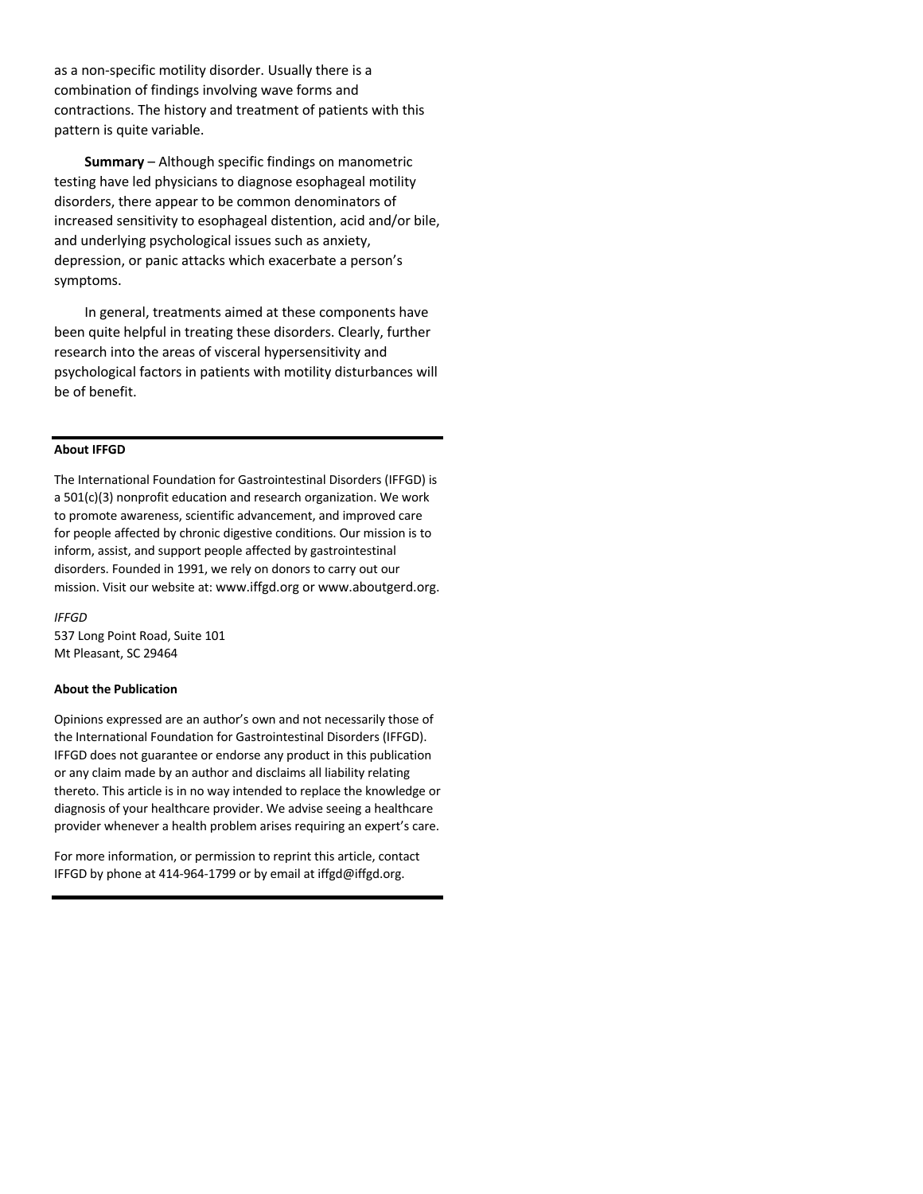as a non-specific motility disorder. Usually there is a combination of findings involving wave forms and contractions. The history and treatment of patients with this pattern is quite variable.

**Summary** – Although specific findings on manometric testing have led physicians to diagnose esophageal motility disorders, there appear to be common denominators of increased sensitivity to esophageal distention, acid and/or bile, and underlying psychological issues such as anxiety, depression, or panic attacks which exacerbate a person's symptoms.

In general, treatments aimed at these components have been quite helpful in treating these disorders. Clearly, further research into the areas of visceral hypersensitivity and psychological factors in patients with motility disturbances will be of benefit.

---

**About IFFGD**

The International Foundation for Gastrointestinal Disorders (IFFGD) is a 501(c)(3) nonprofit education and research organization. We work to promote awareness, scientific advancement, and improved care for people affected by chronic digestive conditions. Our mission is to inform, assist, and support people affected by gastrointestinal disorders. Founded in 1991, we rely on donors to carry out our mission. Visit our website at: www.iffgd.org or www.aboutgerd.org.

*IFFGD*
537 Long Point Road, Suite 101
Mt Pleasant, SC 29464

**About the Publication**

Opinions expressed are an author's own and not necessarily those of the International Foundation for Gastrointestinal Disorders (IFFGD). IFFGD does not guarantee or endorse any product in this publication or any claim made by an author and disclaims all liability relating thereto. This article is in no way intended to replace the knowledge or diagnosis of your healthcare provider. We advise seeing a healthcare provider whenever a health problem arises requiring an expert's care.

For more information, or permission to reprint this article, contact IFFGD by phone at 414-964-1799 or by email at iffgd@iffgd.org.

---